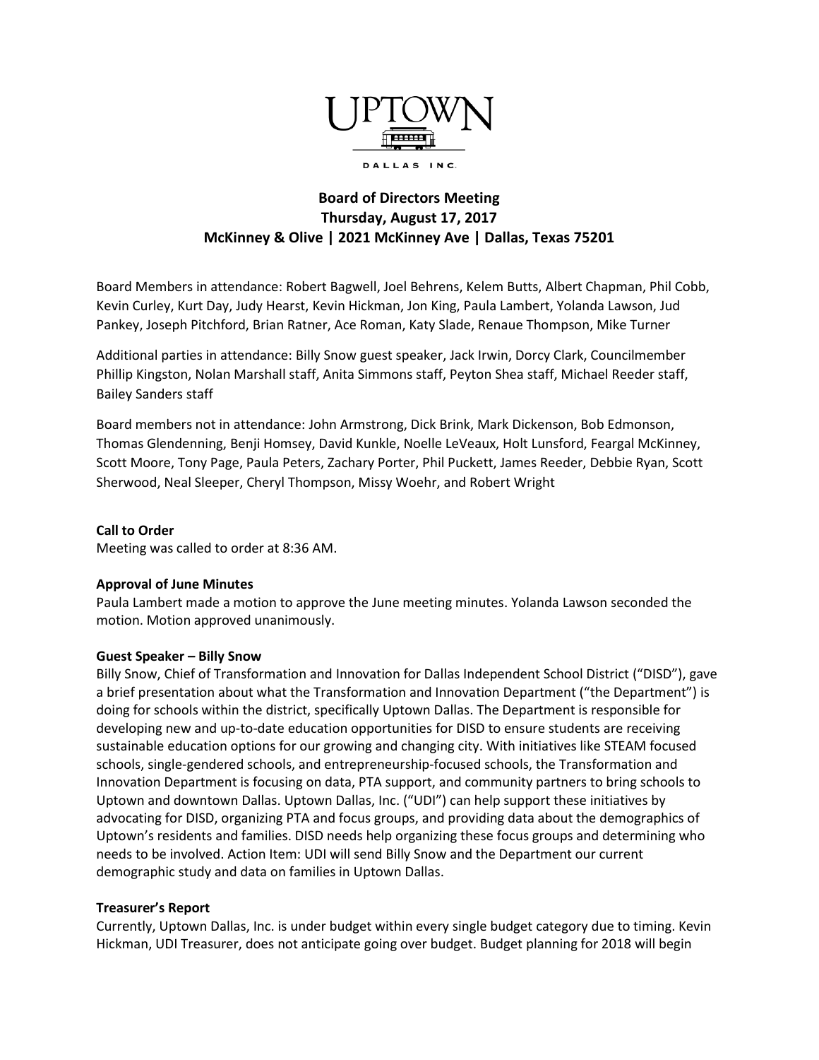UPTOWN

DALLAS INC.

# Board of Directors Meeting
## Thursday, August 17, 2017
## McKinney & Olive | 2021 McKinney Ave | Dallas, Texas 75201

Board Members in attendance: Robert Bagwell, Joel Behrens, Kelem Butts, Albert Chapman, Phil Cobb, Kevin Curley, Kurt Day, Judy Hearst, Kevin Hickman, Jon King, Paula Lambert, Yolanda Lawson, Jud Pankey, Joseph Pitchford, Brian Ratner, Ace Roman, Katy Slade, Renaue Thompson, Mike Turner

Additional parties in attendance: Billy Snow guest speaker, Jack Irwin, Dorcy Clark, Councilmember Phillip Kingston, Nolan Marshall staff, Anita Simmons staff, Peyton Shea staff, Michael Reeder staff, Bailey Sanders staff

Board members not in attendance: John Armstrong, Dick Brink, Mark Dickenson, Bob Edmonson, Thomas Glendenning, Benji Homsey, David Kunkle, Noelle LeVeaux, Holt Lunsford, Feargal McKinney, Scott Moore, Tony Page, Paula Peters, Zachary Porter, Phil Puckett, James Reeder, Debbie Ryan, Scott Sherwood, Neal Sleeper, Cheryl Thompson, Missy Woehr, and Robert Wright

**Call to Order**
Meeting was called to order at 8:36 AM.

**Approval of June Minutes**
Paula Lambert made a motion to approve the June meeting minutes. Yolanda Lawson seconded the motion. Motion approved unanimously.

**Guest Speaker – Billy Snow**
Billy Snow, Chief of Transformation and Innovation for Dallas Independent School District ("DISD"), gave a brief presentation about what the Transformation and Innovation Department ("the Department") is doing for schools within the district, specifically Uptown Dallas. The Department is responsible for developing new and up-to-date education opportunities for DISD to ensure students are receiving sustainable education options for our growing and changing city. With initiatives like STEAM focused schools, single-gendered schools, and entrepreneurship-focused schools, the Transformation and Innovation Department is focusing on data, PTA support, and community partners to bring schools to Uptown and downtown Dallas. Uptown Dallas, Inc. ("UDI") can help support these initiatives by advocating for DISD, organizing PTA and focus groups, and providing data about the demographics of Uptown's residents and families. DISD needs help organizing these focus groups and determining who needs to be involved. Action Item: UDI will send Billy Snow and the Department our current demographic study and data on families in Uptown Dallas.

**Treasurer's Report**
Currently, Uptown Dallas, Inc. is under budget within every single budget category due to timing. Kevin Hickman, UDI Treasurer, does not anticipate going over budget. Budget planning for 2018 will begin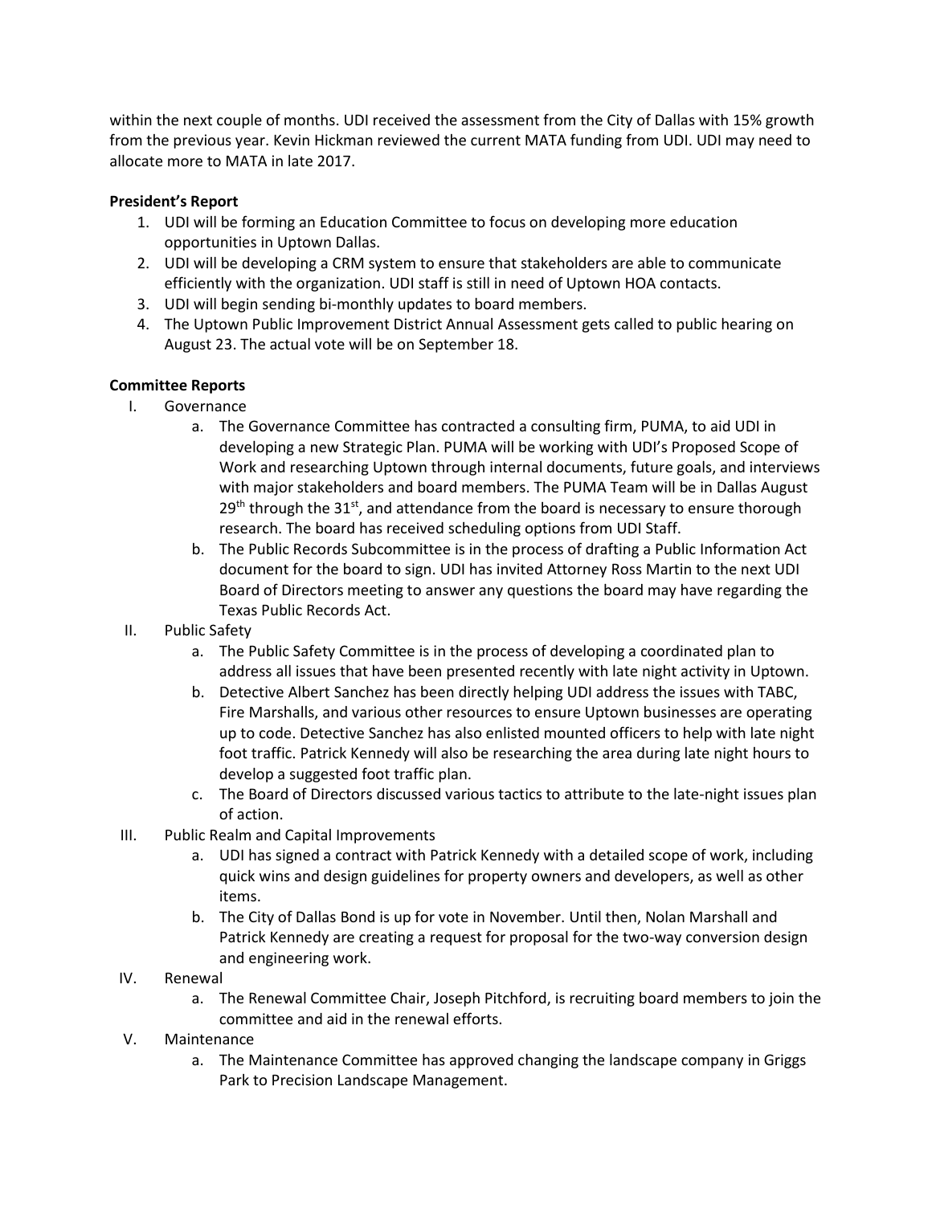within the next couple of months. UDI received the assessment from the City of Dallas with 15% growth from the previous year. Kevin Hickman reviewed the current MATA funding from UDI. UDI may need to allocate more to MATA in late 2017.

**President's Report**

1. UDI will be forming an Education Committee to focus on developing more education opportunities in Uptown Dallas.
2. UDI will be developing a CRM system to ensure that stakeholders are able to communicate efficiently with the organization. UDI staff is still in need of Uptown HOA contacts.
3. UDI will begin sending bi-monthly updates to board members.
4. The Uptown Public Improvement District Annual Assessment gets called to public hearing on August 23. The actual vote will be on September 18.

**Committee Reports**

I. Governance
   a. The Governance Committee has contracted a consulting firm, PUMA, to aid UDI in developing a new Strategic Plan. PUMA will be working with UDI's Proposed Scope of Work and researching Uptown through internal documents, future goals, and interviews with major stakeholders and board members. The PUMA Team will be in Dallas August 29th through the 31st, and attendance from the board is necessary to ensure thorough research. The board has received scheduling options from UDI Staff.
   b. The Public Records Subcommittee is in the process of drafting a Public Information Act document for the board to sign. UDI has invited Attorney Ross Martin to the next UDI Board of Directors meeting to answer any questions the board may have regarding the Texas Public Records Act.

II. Public Safety
   a. The Public Safety Committee is in the process of developing a coordinated plan to address all issues that have been presented recently with late night activity in Uptown.
   b. Detective Albert Sanchez has been directly helping UDI address the issues with TABC, Fire Marshalls, and various other resources to ensure Uptown businesses are operating up to code. Detective Sanchez has also enlisted mounted officers to help with late night foot traffic. Patrick Kennedy will also be researching the area during late night hours to develop a suggested foot traffic plan.
   c. The Board of Directors discussed various tactics to attribute to the late-night issues plan of action.

III. Public Realm and Capital Improvements
   a. UDI has signed a contract with Patrick Kennedy with a detailed scope of work, including quick wins and design guidelines for property owners and developers, as well as other items.
   b. The City of Dallas Bond is up for vote in November. Until then, Nolan Marshall and Patrick Kennedy are creating a request for proposal for the two-way conversion design and engineering work.

IV. Renewal
   a. The Renewal Committee Chair, Joseph Pitchford, is recruiting board members to join the committee and aid in the renewal efforts.

V. Maintenance
   a. The Maintenance Committee has approved changing the landscape company in Griggs Park to Precision Landscape Management.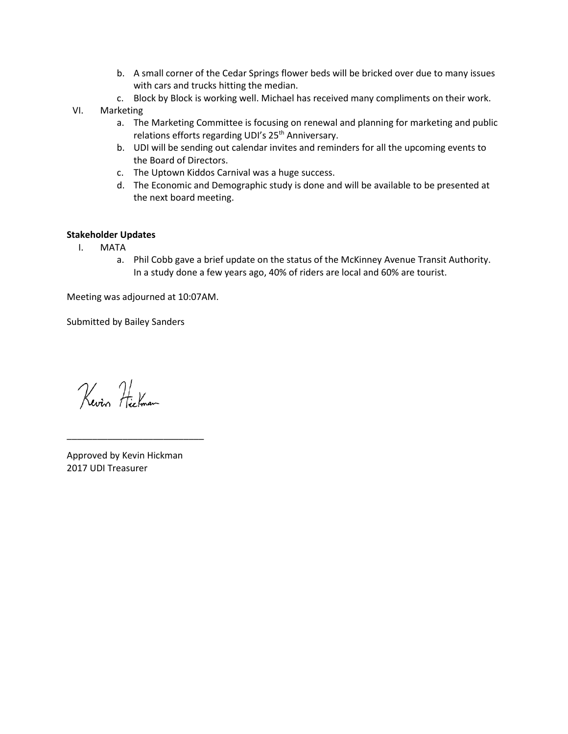b. A small corner of the Cedar Springs flower beds will be bricked over due to many issues with cars and trucks hitting the median.

c. Block by Block is working well. Michael has received many compliments on their work.

VI. Marketing

a. The Marketing Committee is focusing on renewal and planning for marketing and public relations efforts regarding UDI's 25th Anniversary.

b. UDI will be sending out calendar invites and reminders for all the upcoming events to the Board of Directors.

c. The Uptown Kiddos Carnival was a huge success.

d. The Economic and Demographic study is done and will be available to be presented at the next board meeting.

**Stakeholder Updates**

I. MATA

a. Phil Cobb gave a brief update on the status of the McKinney Avenue Transit Authority. In a study done a few years ago, 40% of riders are local and 60% are tourist.

Meeting was adjourned at 10:07AM.

Submitted by Bailey Sanders

Kevin Hickman

___________________________

Approved by Kevin Hickman
2017 UDI Treasurer